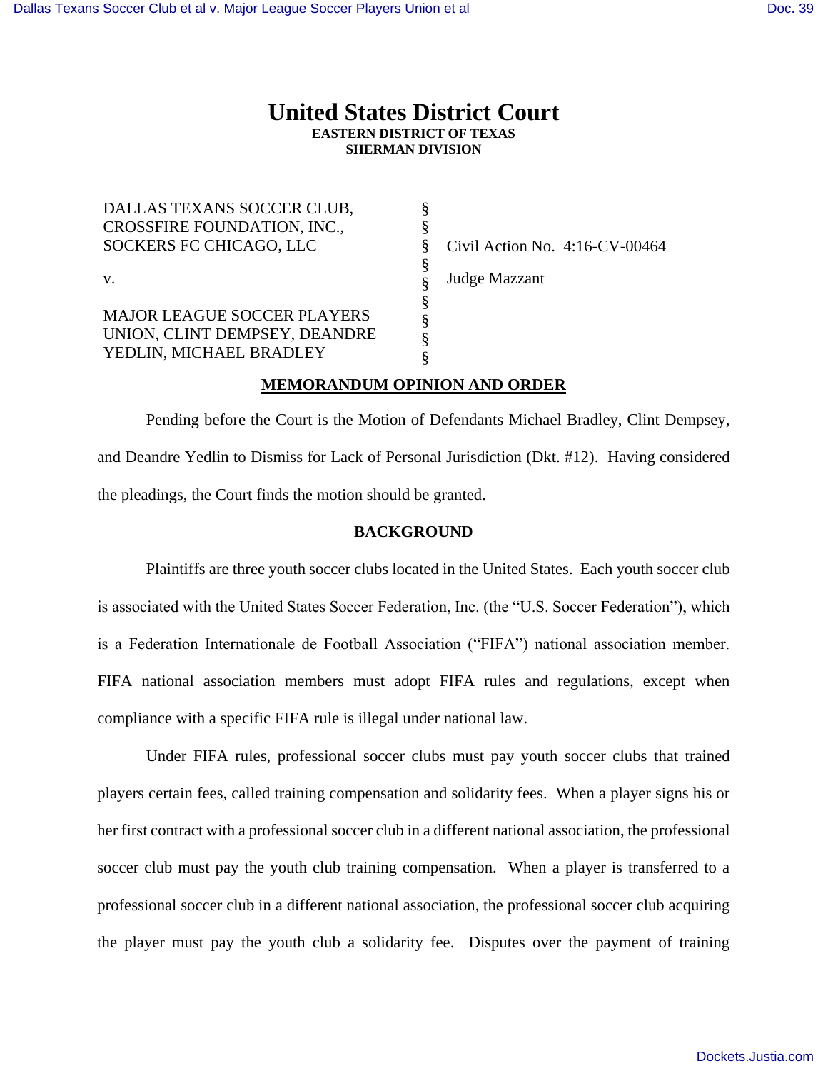# United States District Court

**EASTERN DISTRICT OF TEXAS**
**SHERMAN DIVISION**

| | | |
|---|---|---|
| DALLAS TEXANS SOCCER CLUB, CROSSFIRE FOUNDATION, INC., SOCKERS FC CHICAGO, LLC | § | Civil Action No. 4:16-CV-00464 |
| v. | § | Judge Mazzant |
| MAJOR LEAGUE SOCCER PLAYERS UNION, CLINT DEMPSEY, DEANDRE YEDLIN, MICHAEL BRADLEY | § | |

**MEMORANDUM OPINION AND ORDER**

Pending before the Court is the Motion of Defendants Michael Bradley, Clint Dempsey, and Deandre Yedlin to Dismiss for Lack of Personal Jurisdiction (Dkt. #12). Having considered the pleadings, the Court finds the motion should be granted.

**BACKGROUND**

Plaintiffs are three youth soccer clubs located in the United States. Each youth soccer club is associated with the United States Soccer Federation, Inc. (the "U.S. Soccer Federation"), which is a Federation Internationale de Football Association ("FIFA") national association member. FIFA national association members must adopt FIFA rules and regulations, except when compliance with a specific FIFA rule is illegal under national law.

Under FIFA rules, professional soccer clubs must pay youth soccer clubs that trained players certain fees, called training compensation and solidarity fees. When a player signs his or her first contract with a professional soccer club in a different national association, the professional soccer club must pay the youth club training compensation. When a player is transferred to a professional soccer club in a different national association, the professional soccer club acquiring the player must pay the youth club a solidarity fee. Disputes over the payment of training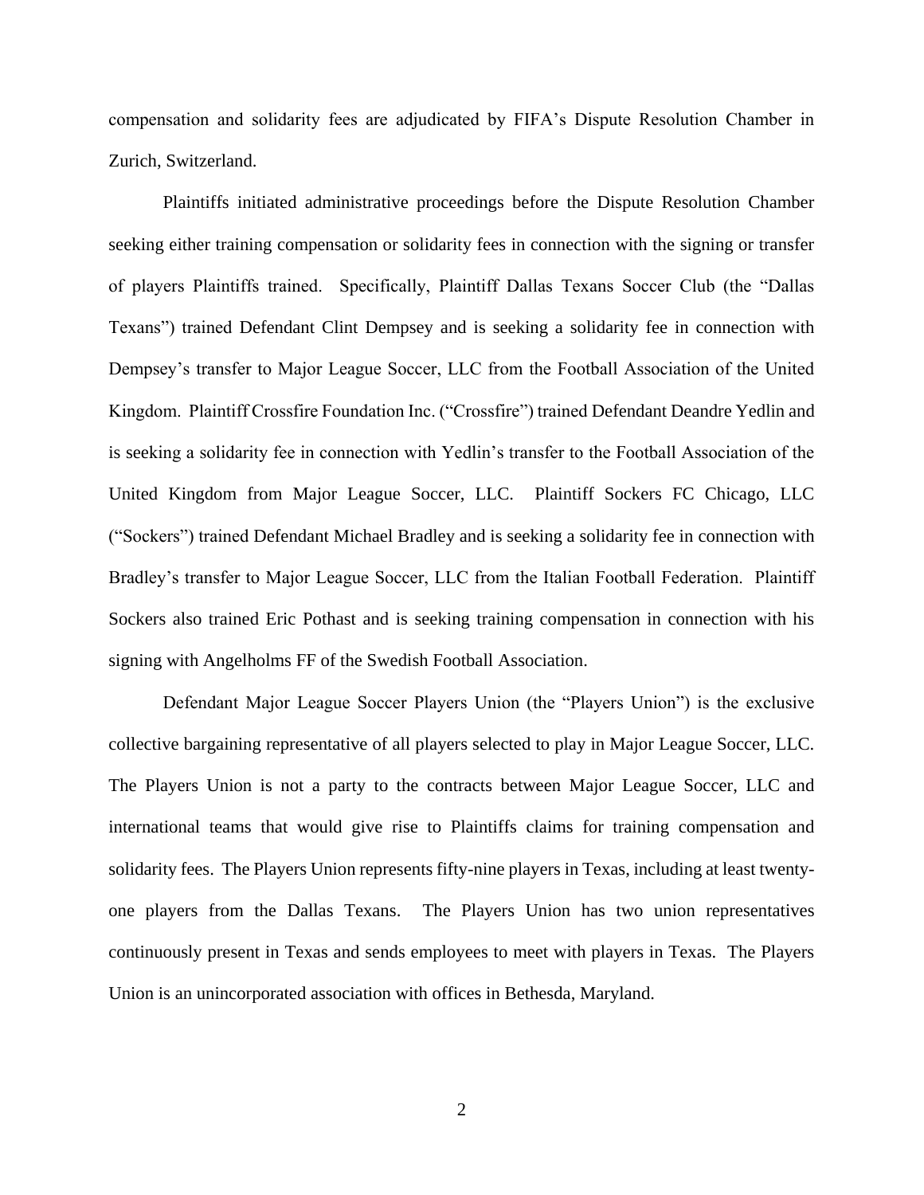compensation and solidarity fees are adjudicated by FIFA's Dispute Resolution Chamber in Zurich, Switzerland.

Plaintiffs initiated administrative proceedings before the Dispute Resolution Chamber seeking either training compensation or solidarity fees in connection with the signing or transfer of players Plaintiffs trained. Specifically, Plaintiff Dallas Texans Soccer Club (the "Dallas Texans") trained Defendant Clint Dempsey and is seeking a solidarity fee in connection with Dempsey's transfer to Major League Soccer, LLC from the Football Association of the United Kingdom. Plaintiff Crossfire Foundation Inc. ("Crossfire") trained Defendant Deandre Yedlin and is seeking a solidarity fee in connection with Yedlin's transfer to the Football Association of the United Kingdom from Major League Soccer, LLC. Plaintiff Sockers FC Chicago, LLC ("Sockers") trained Defendant Michael Bradley and is seeking a solidarity fee in connection with Bradley's transfer to Major League Soccer, LLC from the Italian Football Federation. Plaintiff Sockers also trained Eric Pothast and is seeking training compensation in connection with his signing with Angelholms FF of the Swedish Football Association.

Defendant Major League Soccer Players Union (the "Players Union") is the exclusive collective bargaining representative of all players selected to play in Major League Soccer, LLC. The Players Union is not a party to the contracts between Major League Soccer, LLC and international teams that would give rise to Plaintiffs claims for training compensation and solidarity fees. The Players Union represents fifty-nine players in Texas, including at least twenty-one players from the Dallas Texans. The Players Union has two union representatives continuously present in Texas and sends employees to meet with players in Texas. The Players Union is an unincorporated association with offices in Bethesda, Maryland.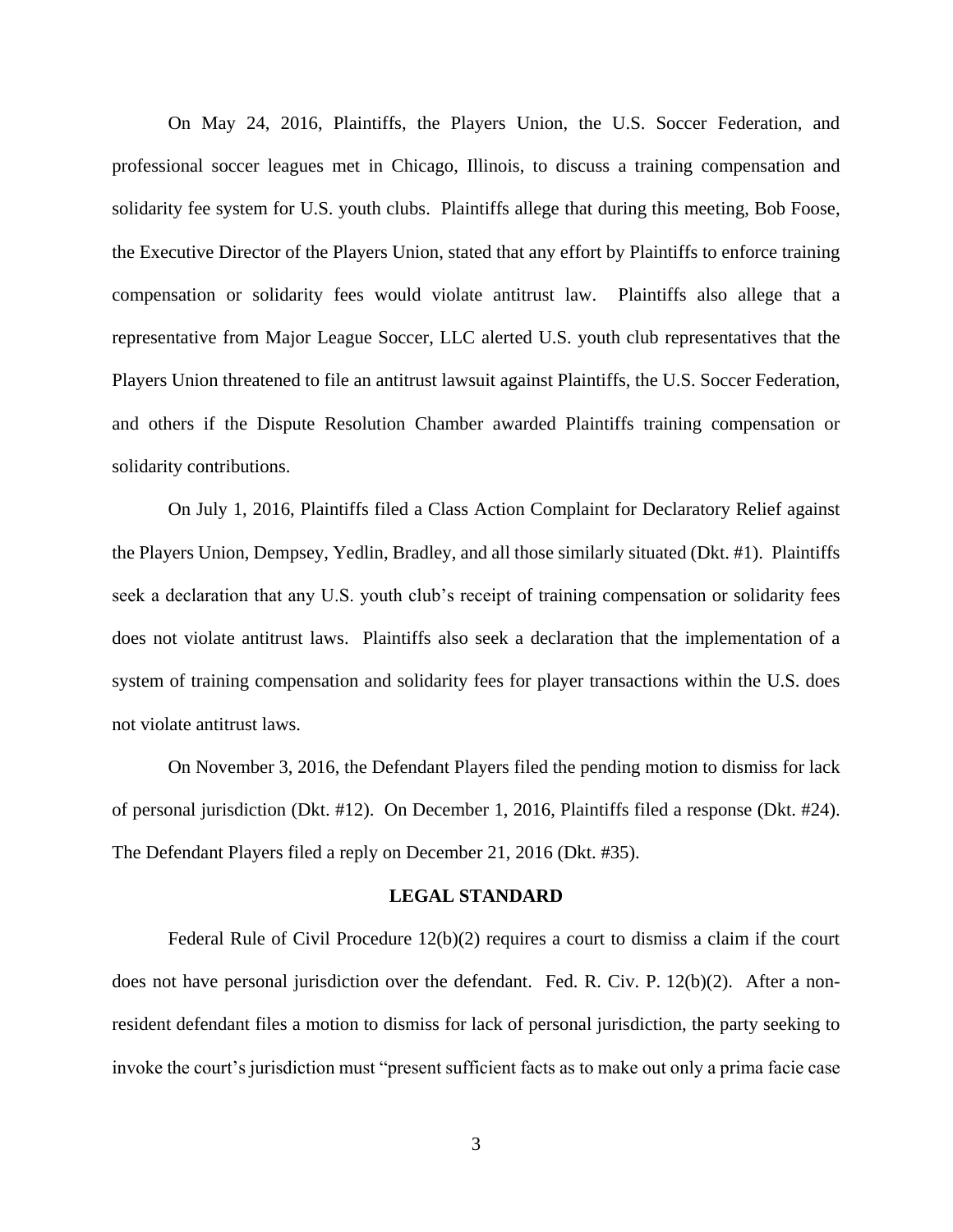On May 24, 2016, Plaintiffs, the Players Union, the U.S. Soccer Federation, and professional soccer leagues met in Chicago, Illinois, to discuss a training compensation and solidarity fee system for U.S. youth clubs. Plaintiffs allege that during this meeting, Bob Foose, the Executive Director of the Players Union, stated that any effort by Plaintiffs to enforce training compensation or solidarity fees would violate antitrust law. Plaintiffs also allege that a representative from Major League Soccer, LLC alerted U.S. youth club representatives that the Players Union threatened to file an antitrust lawsuit against Plaintiffs, the U.S. Soccer Federation, and others if the Dispute Resolution Chamber awarded Plaintiffs training compensation or solidarity contributions.

On July 1, 2016, Plaintiffs filed a Class Action Complaint for Declaratory Relief against the Players Union, Dempsey, Yedlin, Bradley, and all those similarly situated (Dkt. #1). Plaintiffs seek a declaration that any U.S. youth club's receipt of training compensation or solidarity fees does not violate antitrust laws. Plaintiffs also seek a declaration that the implementation of a system of training compensation and solidarity fees for player transactions within the U.S. does not violate antitrust laws.

On November 3, 2016, the Defendant Players filed the pending motion to dismiss for lack of personal jurisdiction (Dkt. #12). On December 1, 2016, Plaintiffs filed a response (Dkt. #24). The Defendant Players filed a reply on December 21, 2016 (Dkt. #35).

## LEGAL STANDARD

Federal Rule of Civil Procedure 12(b)(2) requires a court to dismiss a claim if the court does not have personal jurisdiction over the defendant. Fed. R. Civ. P. 12(b)(2). After a non-resident defendant files a motion to dismiss for lack of personal jurisdiction, the party seeking to invoke the court's jurisdiction must "present sufficient facts as to make out only a prima facie case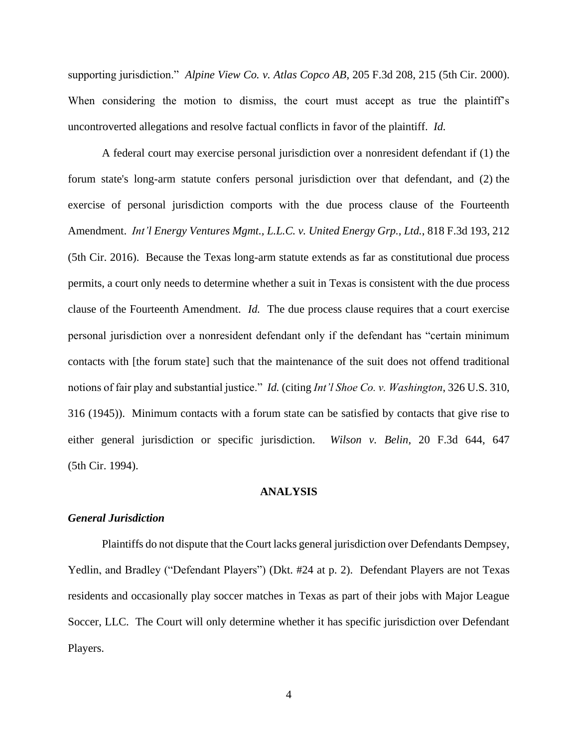supporting jurisdiction." *Alpine View Co. v. Atlas Copco AB*, 205 F.3d 208, 215 (5th Cir. 2000). When considering the motion to dismiss, the court must accept as true the plaintiff's uncontroverted allegations and resolve factual conflicts in favor of the plaintiff. *Id.*

A federal court may exercise personal jurisdiction over a nonresident defendant if (1) the forum state's long-arm statute confers personal jurisdiction over that defendant, and (2) the exercise of personal jurisdiction comports with the due process clause of the Fourteenth Amendment. *Int'l Energy Ventures Mgmt., L.L.C. v. United Energy Grp., Ltd.*, 818 F.3d 193, 212 (5th Cir. 2016). Because the Texas long-arm statute extends as far as constitutional due process permits, a court only needs to determine whether a suit in Texas is consistent with the due process clause of the Fourteenth Amendment. *Id.* The due process clause requires that a court exercise personal jurisdiction over a nonresident defendant only if the defendant has "certain minimum contacts with [the forum state] such that the maintenance of the suit does not offend traditional notions of fair play and substantial justice." *Id.* (citing *Int'l Shoe Co. v. Washington*, 326 U.S. 310, 316 (1945)). Minimum contacts with a forum state can be satisfied by contacts that give rise to either general jurisdiction or specific jurisdiction. *Wilson v. Belin*, 20 F.3d 644, 647 (5th Cir. 1994).

## ANALYSIS

### *General Jurisdiction*

Plaintiffs do not dispute that the Court lacks general jurisdiction over Defendants Dempsey, Yedlin, and Bradley ("Defendant Players") (Dkt. #24 at p. 2). Defendant Players are not Texas residents and occasionally play soccer matches in Texas as part of their jobs with Major League Soccer, LLC. The Court will only determine whether it has specific jurisdiction over Defendant Players.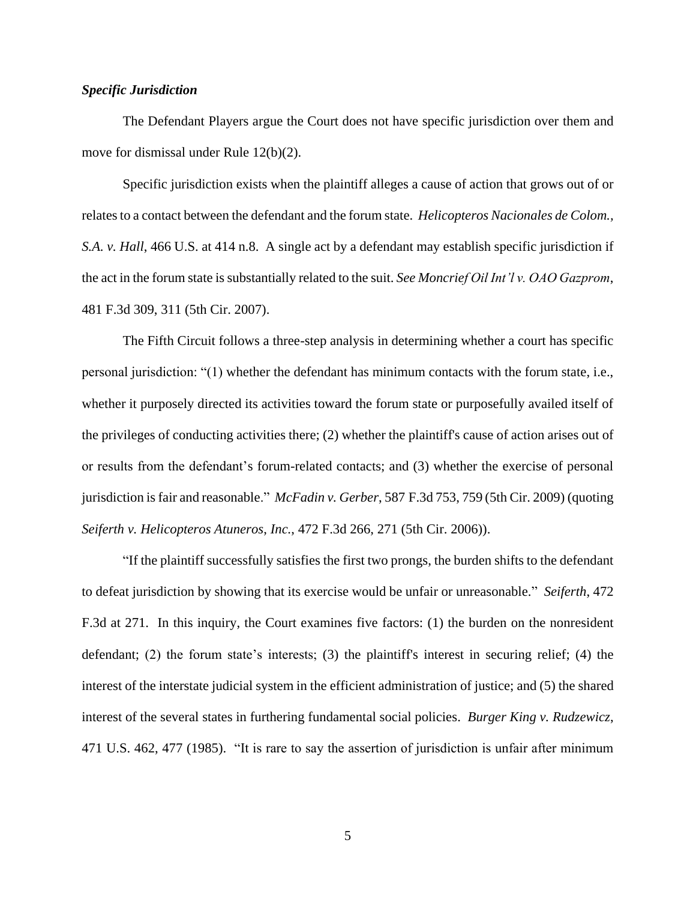***Specific Jurisdiction***

The Defendant Players argue the Court does not have specific jurisdiction over them and move for dismissal under Rule 12(b)(2).

Specific jurisdiction exists when the plaintiff alleges a cause of action that grows out of or relates to a contact between the defendant and the forum state. *Helicopteros Nacionales de Colom., S.A. v. Hall*, 466 U.S. at 414 n.8. A single act by a defendant may establish specific jurisdiction if the act in the forum state is substantially related to the suit. *See Moncrief Oil Int'l v. OAO Gazprom*, 481 F.3d 309, 311 (5th Cir. 2007).

The Fifth Circuit follows a three-step analysis in determining whether a court has specific personal jurisdiction: "(1) whether the defendant has minimum contacts with the forum state, i.e., whether it purposely directed its activities toward the forum state or purposefully availed itself of the privileges of conducting activities there; (2) whether the plaintiff's cause of action arises out of or results from the defendant's forum-related contacts; and (3) whether the exercise of personal jurisdiction is fair and reasonable." *McFadin v. Gerber*, 587 F.3d 753, 759 (5th Cir. 2009) (quoting *Seiferth v. Helicopteros Atuneros, Inc.*, 472 F.3d 266, 271 (5th Cir. 2006)).

"If the plaintiff successfully satisfies the first two prongs, the burden shifts to the defendant to defeat jurisdiction by showing that its exercise would be unfair or unreasonable." *Seiferth*, 472 F.3d at 271. In this inquiry, the Court examines five factors: (1) the burden on the nonresident defendant; (2) the forum state's interests; (3) the plaintiff's interest in securing relief; (4) the interest of the interstate judicial system in the efficient administration of justice; and (5) the shared interest of the several states in furthering fundamental social policies. *Burger King v. Rudzewicz*, 471 U.S. 462, 477 (1985). "It is rare to say the assertion of jurisdiction is unfair after minimum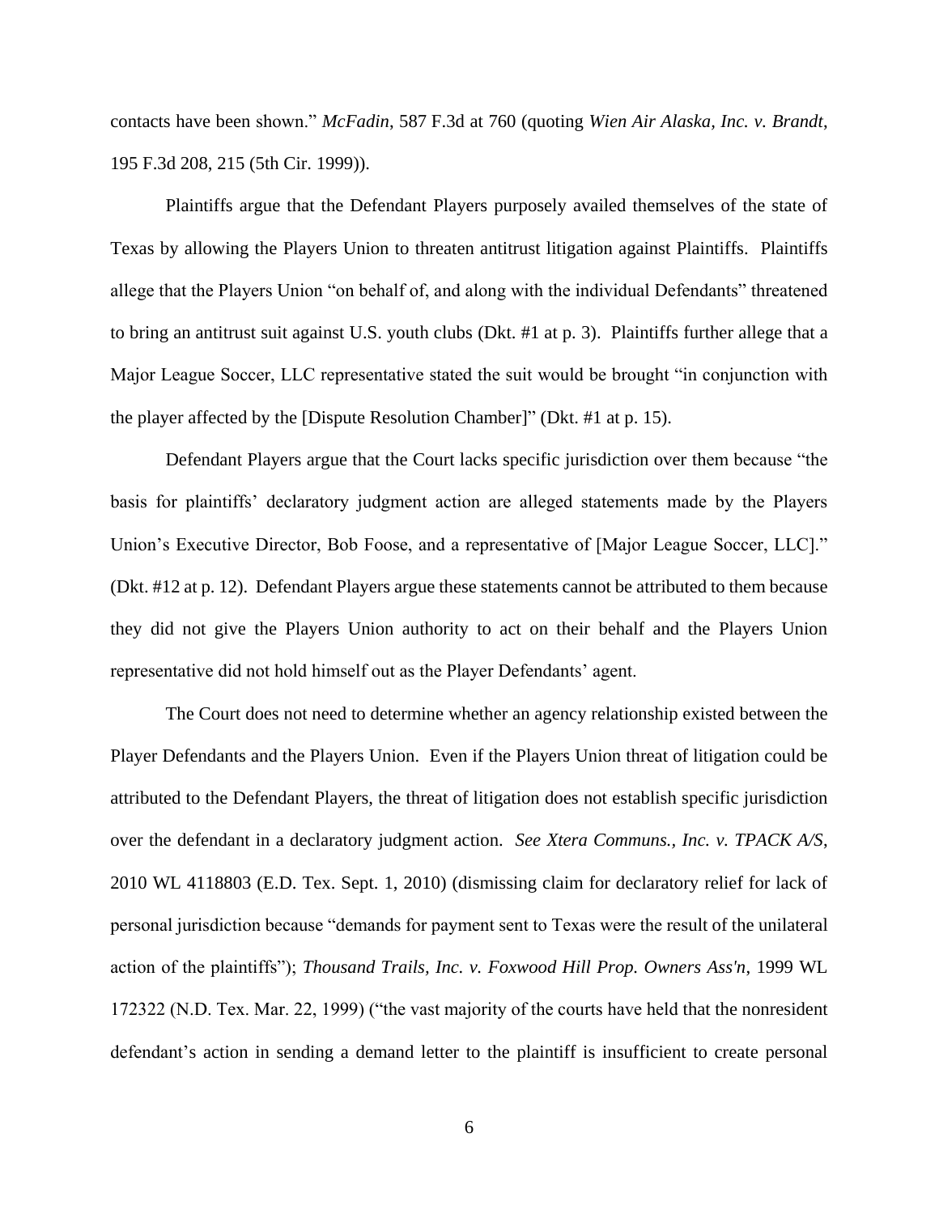contacts have been shown." *McFadin*, 587 F.3d at 760 (quoting *Wien Air Alaska, Inc. v. Brandt*, 195 F.3d 208, 215 (5th Cir. 1999)).

Plaintiffs argue that the Defendant Players purposely availed themselves of the state of Texas by allowing the Players Union to threaten antitrust litigation against Plaintiffs. Plaintiffs allege that the Players Union "on behalf of, and along with the individual Defendants" threatened to bring an antitrust suit against U.S. youth clubs (Dkt. #1 at p. 3). Plaintiffs further allege that a Major League Soccer, LLC representative stated the suit would be brought "in conjunction with the player affected by the [Dispute Resolution Chamber]" (Dkt. #1 at p. 15).

Defendant Players argue that the Court lacks specific jurisdiction over them because "the basis for plaintiffs' declaratory judgment action are alleged statements made by the Players Union's Executive Director, Bob Foose, and a representative of [Major League Soccer, LLC]." (Dkt. #12 at p. 12). Defendant Players argue these statements cannot be attributed to them because they did not give the Players Union authority to act on their behalf and the Players Union representative did not hold himself out as the Player Defendants' agent.

The Court does not need to determine whether an agency relationship existed between the Player Defendants and the Players Union. Even if the Players Union threat of litigation could be attributed to the Defendant Players, the threat of litigation does not establish specific jurisdiction over the defendant in a declaratory judgment action. *See Xtera Communs., Inc. v. TPACK A/S*, 2010 WL 4118803 (E.D. Tex. Sept. 1, 2010) (dismissing claim for declaratory relief for lack of personal jurisdiction because "demands for payment sent to Texas were the result of the unilateral action of the plaintiffs"); *Thousand Trails, Inc. v. Foxwood Hill Prop. Owners Ass'n*, 1999 WL 172322 (N.D. Tex. Mar. 22, 1999) ("the vast majority of the courts have held that the nonresident defendant's action in sending a demand letter to the plaintiff is insufficient to create personal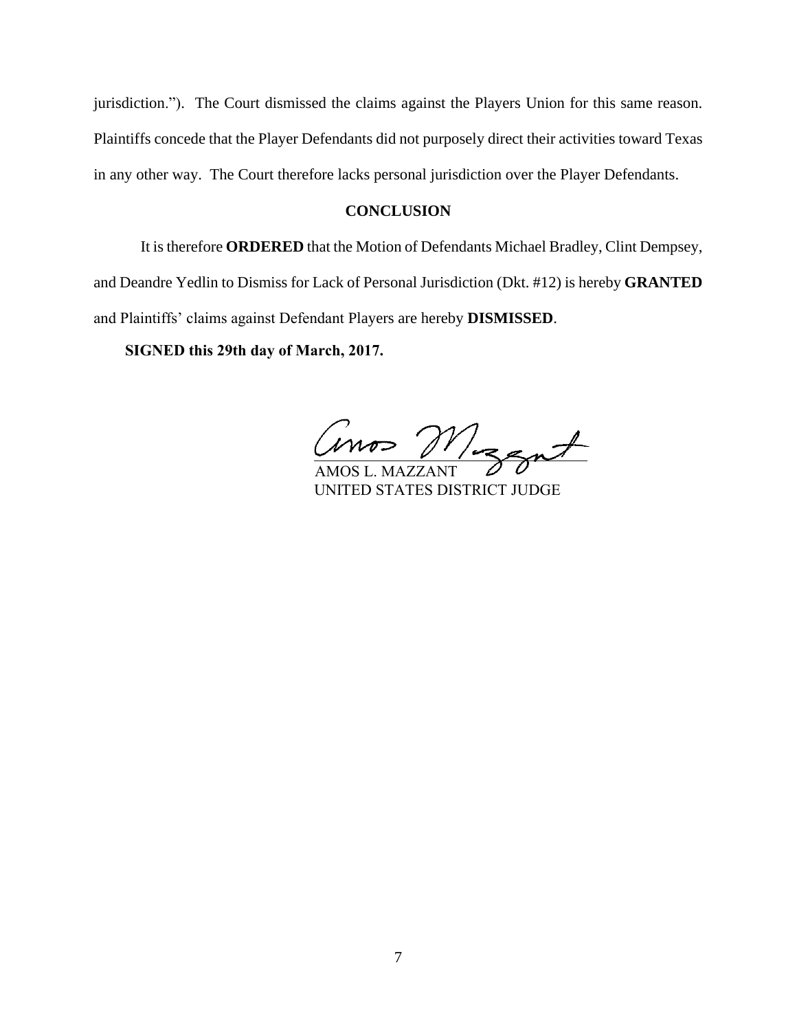jurisdiction."). The Court dismissed the claims against the Players Union for this same reason. Plaintiffs concede that the Player Defendants did not purposely direct their activities toward Texas in any other way. The Court therefore lacks personal jurisdiction over the Player Defendants.

## CONCLUSION

It is therefore **ORDERED** that the Motion of Defendants Michael Bradley, Clint Dempsey, and Deandre Yedlin to Dismiss for Lack of Personal Jurisdiction (Dkt. #12) is hereby **GRANTED** and Plaintiffs' claims against Defendant Players are hereby **DISMISSED**.

**SIGNED this 29th day of March, 2017.**

AMOS L. MAZZANT
UNITED STATES DISTRICT JUDGE